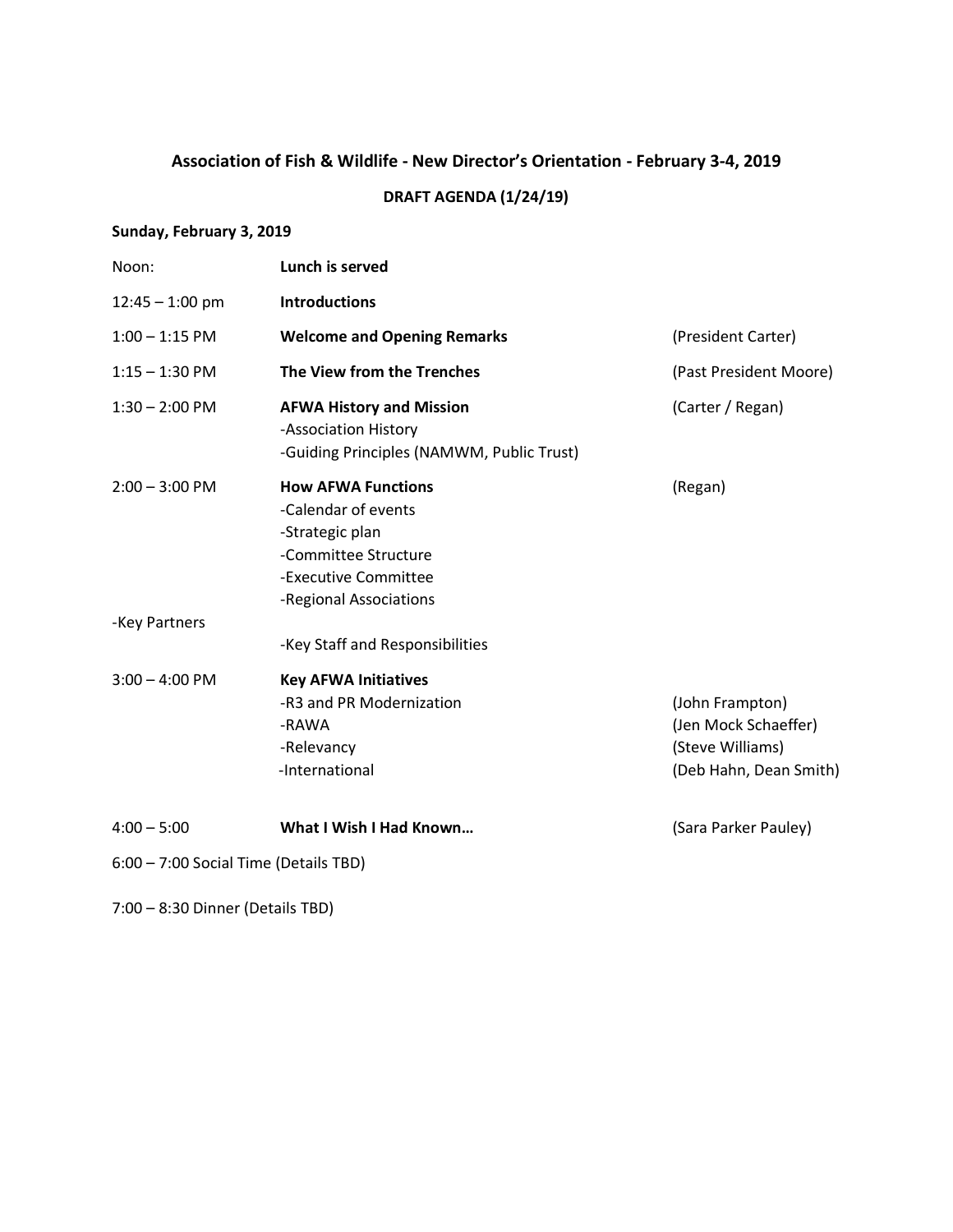# Association of Fish & Wildlife - New Director's Orientation - February 3-4, 2019

## DRAFT AGENDA (1/24/19)

**Sunday, February 3, 2019**

| Time | Session | Presenter |
|---|---|---|
| Noon: | **Lunch is served** | |
| 12:45 – 1:00 pm | **Introductions** | |
| 1:00 – 1:15 PM | **Welcome and Opening Remarks** | (President Carter) |
| 1:15 – 1:30 PM | **The View from the Trenches** | (Past President Moore) |
| 1:30 – 2:00 PM | **AFWA History and Mission**<br>-Association History<br>-Guiding Principles (NAMWM, Public Trust) | (Carter / Regan) |
| 2:00 – 3:00 PM | **How AFWA Functions**<br>-Calendar of events<br>-Strategic plan<br>-Committee Structure<br>-Executive Committee<br>-Regional Associations | (Regan) |
| -Key Partners | -Key Staff and Responsibilities | |
| 3:00 – 4:00 PM | **Key AFWA Initiatives**<br>-R3 and PR Modernization<br>-RAWA<br>-Relevancy<br>-International | <br>(John Frampton)<br>(Jen Mock Schaeffer)<br>(Steve Williams)<br>(Deb Hahn, Dean Smith) |
| 4:00 – 5:00 | **What I Wish I Had Known…** | (Sara Parker Pauley) |

6:00 – 7:00 Social Time (Details TBD)

7:00 – 8:30 Dinner (Details TBD)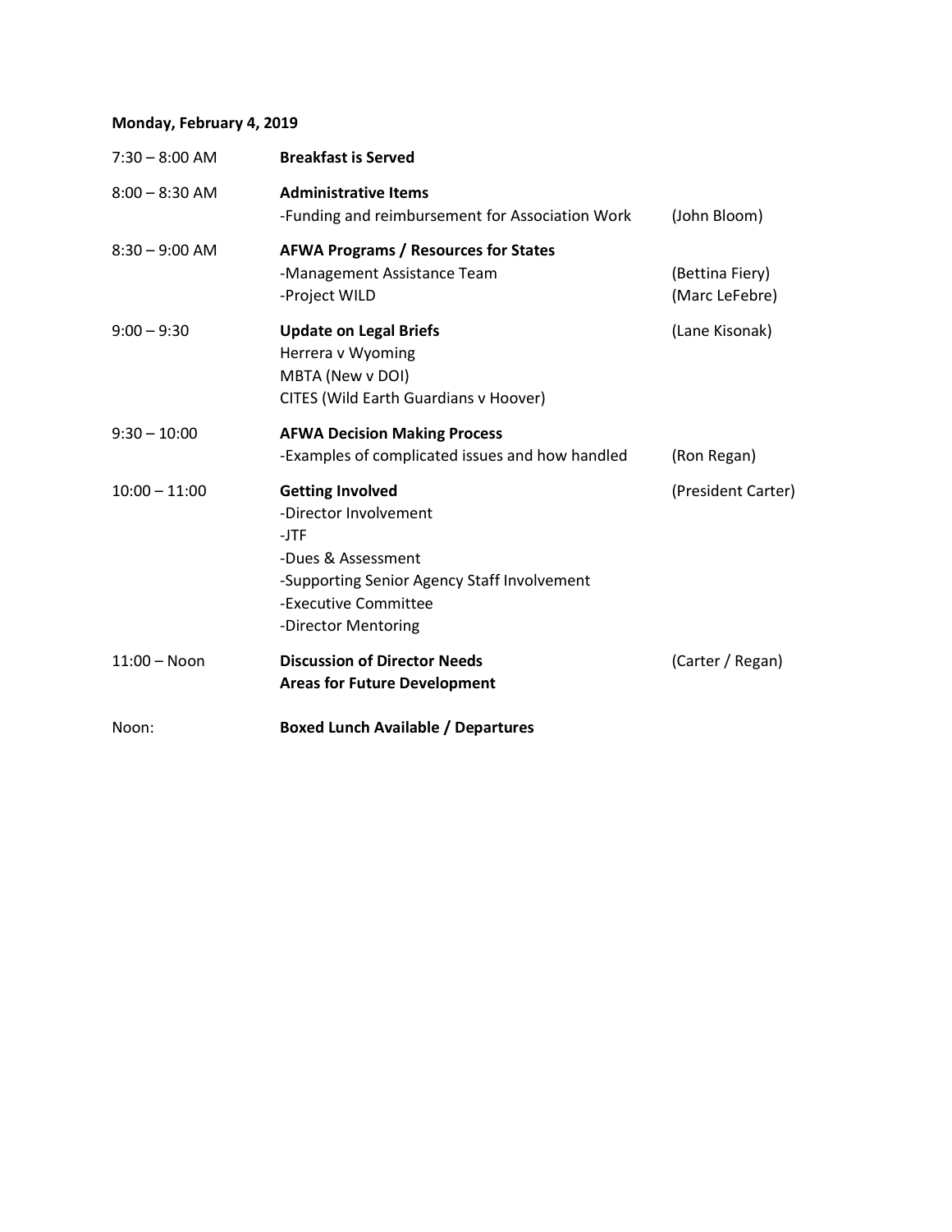**Monday, February 4, 2019**

| | | |
|---|---|---|
| 7:30 – 8:00 AM | **Breakfast is Served** | |
| 8:00 – 8:30 AM | **Administrative Items**<br>-Funding and reimbursement for Association Work | (John Bloom) |
| 8:30 – 9:00 AM | **AFWA Programs / Resources for States**<br>-Management Assistance Team<br>-Project WILD | (Bettina Fiery)<br>(Marc LeFebre) |
| 9:00 – 9:30 | **Update on Legal Briefs**<br>Herrera v Wyoming<br>MBTA (New v DOI)<br>CITES (Wild Earth Guardians v Hoover) | (Lane Kisonak) |
| 9:30 – 10:00 | **AFWA Decision Making Process**<br>-Examples of complicated issues and how handled | (Ron Regan) |
| 10:00 – 11:00 | **Getting Involved**<br>-Director Involvement<br>-JTF<br>-Dues & Assessment<br>-Supporting Senior Agency Staff Involvement<br>-Executive Committee<br>-Director Mentoring | (President Carter) |
| 11:00 – Noon | **Discussion of Director Needs**<br>**Areas for Future Development** | (Carter / Regan) |
| Noon: | **Boxed Lunch Available / Departures** | |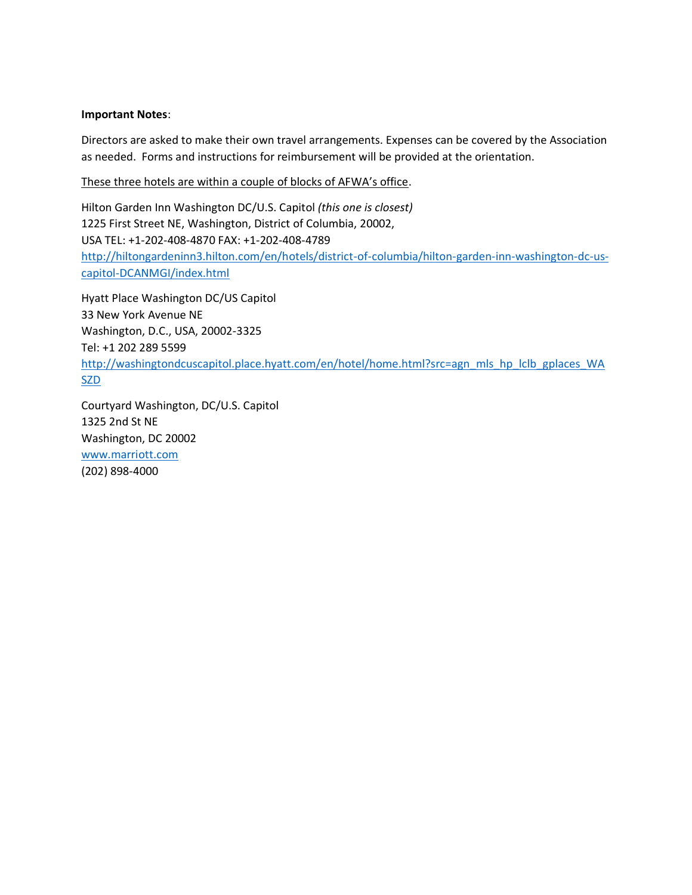**Important Notes**:

Directors are asked to make their own travel arrangements. Expenses can be covered by the Association as needed. Forms and instructions for reimbursement will be provided at the orientation.

<u>These three hotels are within a couple of blocks of AFWA's office</u>.

Hilton Garden Inn Washington DC/U.S. Capitol *(this one is closest)*
1225 First Street NE, Washington, District of Columbia, 20002,
USA TEL: +1-202-408-4870 FAX: +1-202-408-4789
http://hiltongardeninn3.hilton.com/en/hotels/district-of-columbia/hilton-garden-inn-washington-dc-us-capitol-DCANMGI/index.html

Hyatt Place Washington DC/US Capitol
33 New York Avenue NE
Washington, D.C., USA, 20002-3325
Tel: +1 202 289 5599
http://washingtondcuscapitol.place.hyatt.com/en/hotel/home.html?src=agn_mls_hp_lclb_gplaces_WASZD

Courtyard Washington, DC/U.S. Capitol
1325 2nd St NE
Washington, DC 20002
www.marriott.com
(202) 898-4000